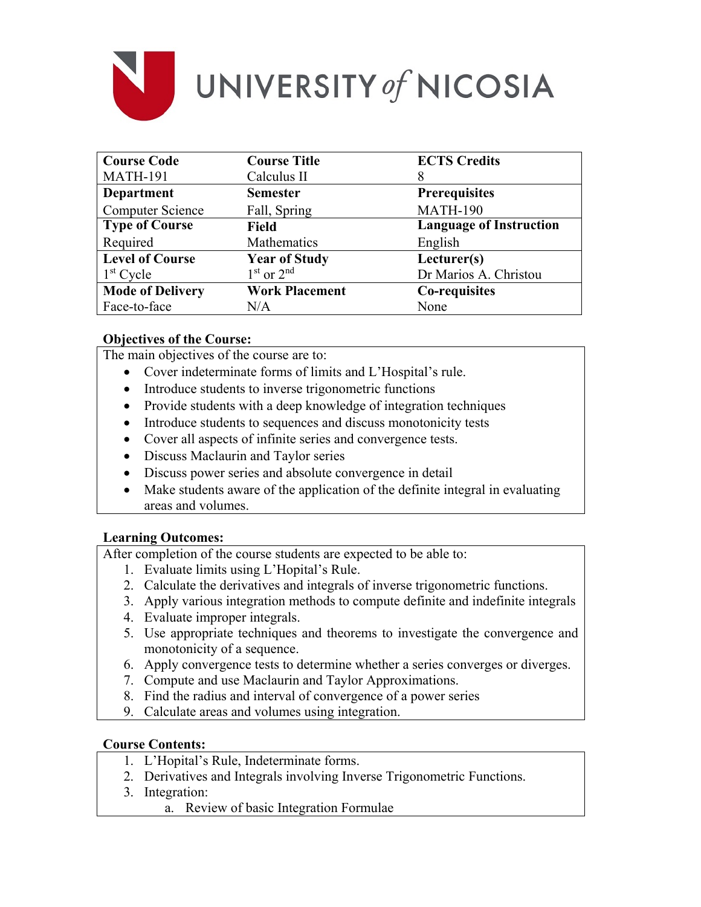UNIVERSITY *of* NICOSIA

| Course Code | Course Title | ECTS Credits |
|---|---|---|
| MATH-191 | Calculus II | 8 |
| **Department** | **Semester** | **Prerequisites** |
| Computer Science | Fall, Spring | MATH-190 |
| **Type of Course** | **Field** | **Language of Instruction** |
| Required | Mathematics | English |
| **Level of Course** | **Year of Study** | **Lecturer(s)** |
| 1st Cycle | 1st or 2nd | Dr Marios A. Christou |
| **Mode of Delivery** | **Work Placement** | **Co-requisites** |
| Face-to-face | N/A | None |

**Objectives of the Course:**

The main objectives of the course are to:

- Cover indeterminate forms of limits and L'Hospital's rule.
- Introduce students to inverse trigonometric functions
- Provide students with a deep knowledge of integration techniques
- Introduce students to sequences and discuss monotonicity tests
- Cover all aspects of infinite series and convergence tests.
- Discuss Maclaurin and Taylor series
- Discuss power series and absolute convergence in detail
- Make students aware of the application of the definite integral in evaluating areas and volumes.

**Learning Outcomes:**

After completion of the course students are expected to be able to:

1. Evaluate limits using L'Hopital's Rule.
2. Calculate the derivatives and integrals of inverse trigonometric functions.
3. Apply various integration methods to compute definite and indefinite integrals
4. Evaluate improper integrals.
5. Use appropriate techniques and theorems to investigate the convergence and monotonicity of a sequence.
6. Apply convergence tests to determine whether a series converges or diverges.
7. Compute and use Maclaurin and Taylor Approximations.
8. Find the radius and interval of convergence of a power series
9. Calculate areas and volumes using integration.

**Course Contents:**

1. L'Hopital's Rule, Indeterminate forms.
2. Derivatives and Integrals involving Inverse Trigonometric Functions.
3. Integration:
   a. Review of basic Integration Formulae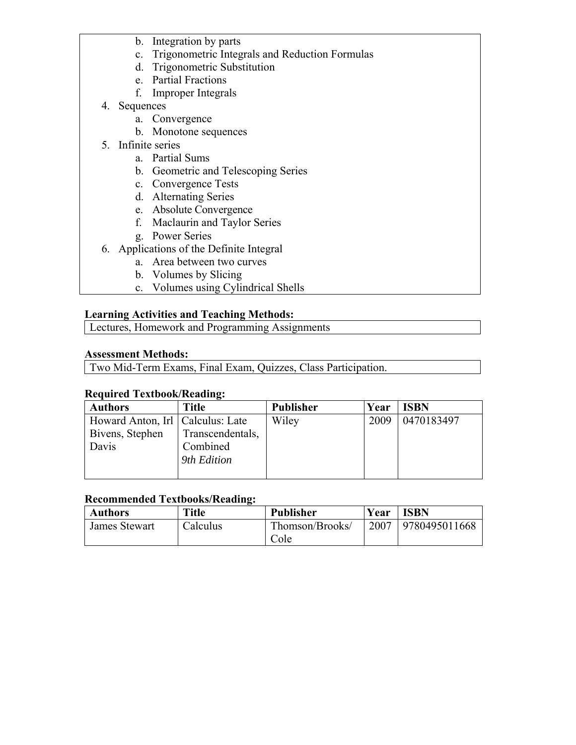- b. Integration by parts
   - c. Trigonometric Integrals and Reduction Formulas
   - d. Trigonometric Substitution
   - e. Partial Fractions
   - f. Improper Integrals

4. Sequences
   - a. Convergence
   - b. Monotone sequences
5. Infinite series
   - a. Partial Sums
   - b. Geometric and Telescoping Series
   - c. Convergence Tests
   - d. Alternating Series
   - e. Absolute Convergence
   - f. Maclaurin and Taylor Series
   - g. Power Series
6. Applications of the Definite Integral
   - a. Area between two curves
   - b. Volumes by Slicing
   - c. Volumes using Cylindrical Shells

**Learning Activities and Teaching Methods:**

Lectures, Homework and Programming Assignments

**Assessment Methods:**

Two Mid-Term Exams, Final Exam, Quizzes, Class Participation.

**Required Textbook/Reading:**

| Authors | Title | Publisher | Year | ISBN |
|---|---|---|---|---|
| Howard Anton, Irl Bivens, Stephen Davis | Calculus: Late Transcendentals, Combined *9th Edition* | Wiley | 2009 | 0470183497 |

**Recommended Textbooks/Reading:**

| Authors | Title | Publisher | Year | ISBN |
|---|---|---|---|---|
| James Stewart | Calculus | Thomson/Brooks/Cole | 2007 | 9780495011668 |